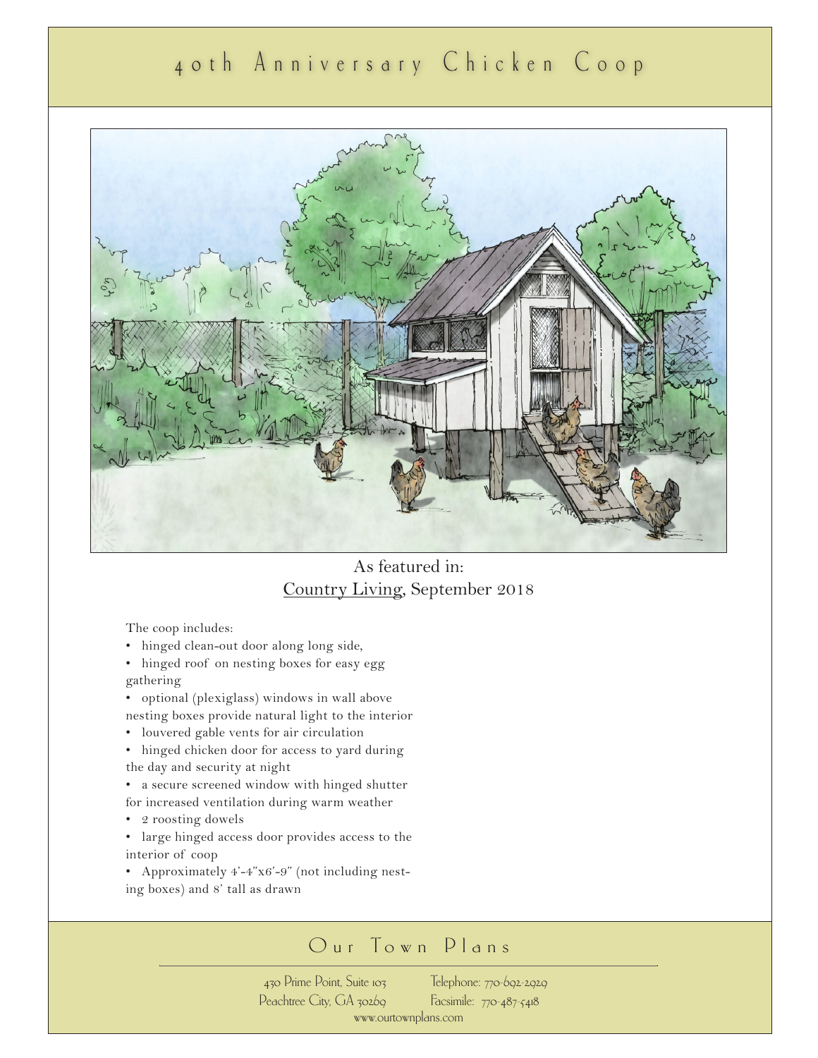# 40th Anniversary Chicken Coop

As featured in:
Country Living, September 2018

The coop includes:

- hinged clean-out door along long side,
- hinged roof on nesting boxes for easy egg gathering
- optional (plexiglass) windows in wall above nesting boxes provide natural light to the interior
- louvered gable vents for air circulation
- hinged chicken door for access to yard during the day and security at night
- a secure screened window with hinged shutter for increased ventilation during warm weather
- 2 roosting dowels
- large hinged access door provides access to the interior of coop
- Approximately 4'-4"x6'-9" (not including nesting boxes) and 8' tall as drawn

## Our Town Plans

430 Prime Point, Suite 103
Peachtree City, GA 30269

Telephone: 770-692-2929
Facsimile: 770-487-5418

www.ourtownplans.com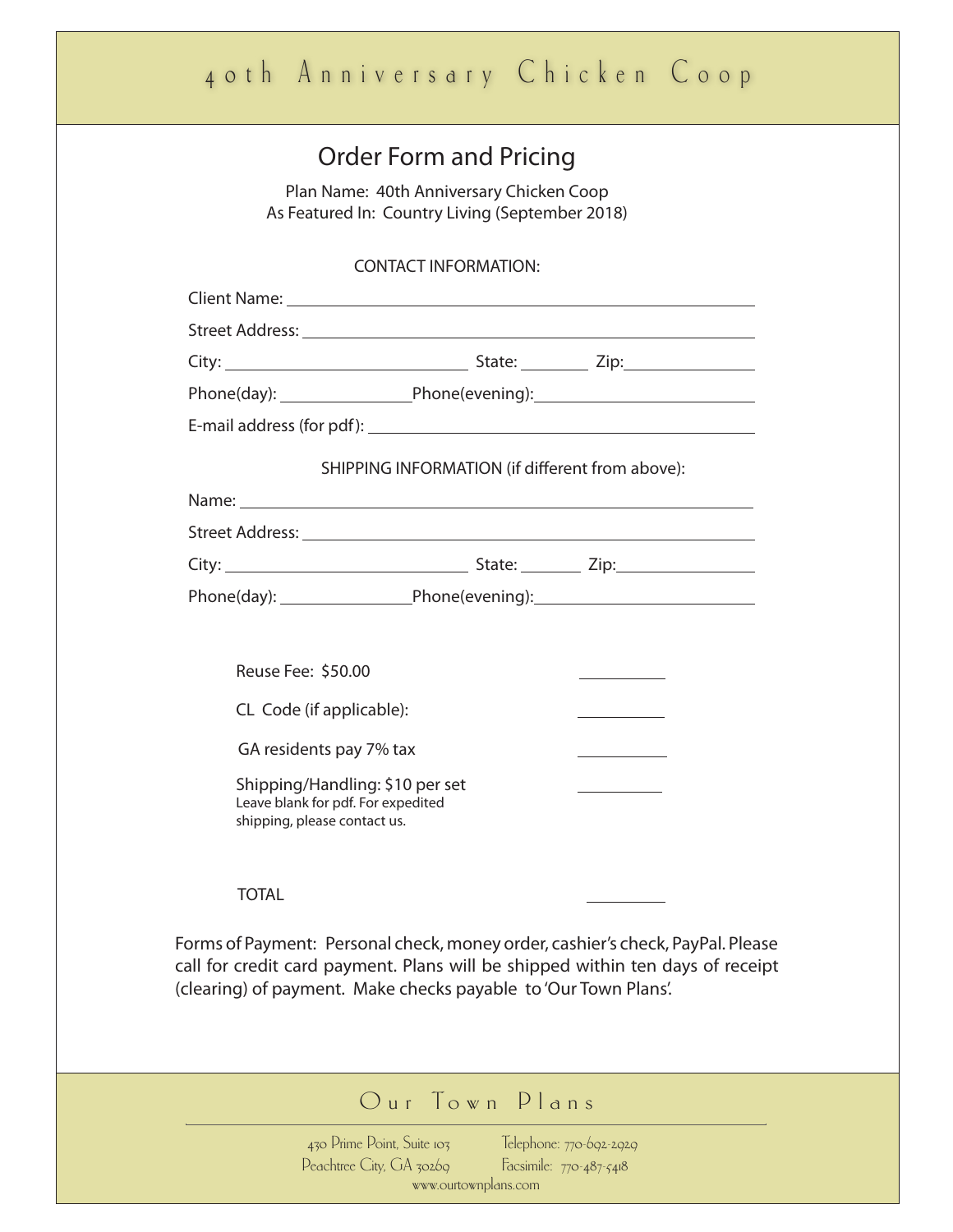# 40th Anniversary Chicken Coop

## Order Form and Pricing

Plan Name: 40th Anniversary Chicken Coop
As Featured In: Country Living (September 2018)

CONTACT INFORMATION:

Client Name: ____________________

Street Address: ____________________

City: ____________________ State: ________ Zip: ____________

Phone(day): ____________ Phone(evening): ____________________

E-mail address (for pdf): ____________________

SHIPPING INFORMATION (if different from above):

Name: ____________________

Street Address: ____________________

City: ____________________ State: ________ Zip: ____________

Phone(day): ____________ Phone(evening): ____________________

| | |
|---|---|
| Reuse Fee: $50.00 | ________ |
| CL Code (if applicable): | ________ |
| GA residents pay 7% tax | ________ |
| Shipping/Handling: $10 per set<br>Leave blank for pdf. For expedited shipping, please contact us. | ________ |
| TOTAL | ________ |

Forms of Payment: Personal check, money order, cashier's check, PayPal. Please call for credit card payment. Plans will be shipped within ten days of receipt (clearing) of payment. Make checks payable to 'Our Town Plans'.

Our Town Plans

430 Prime Point, Suite 103
Peachtree City, GA 30269

Telephone: 770-692-2929
Facsimile: 770-487-5418

www.ourtownplans.com